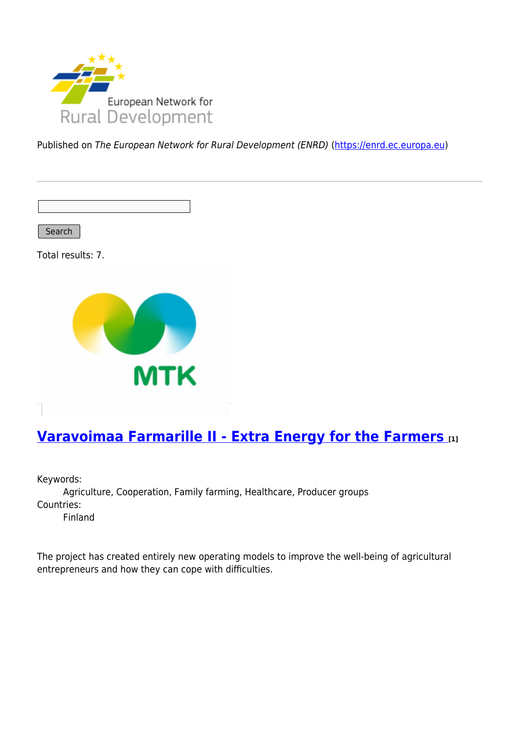European Network for Rural Development

Published on *The European Network for Rural Development (ENRD)* (https://enrd.ec.europa.eu)

Search

Total results: 7.

## Varavoimaa Farmarille II - Extra Energy for the Farmers [1]

Keywords:
Agriculture, Cooperation, Family farming, Healthcare, Producer groups

Countries:
Finland

The project has created entirely new operating models to improve the well-being of agricultural entrepreneurs and how they can cope with difficulties.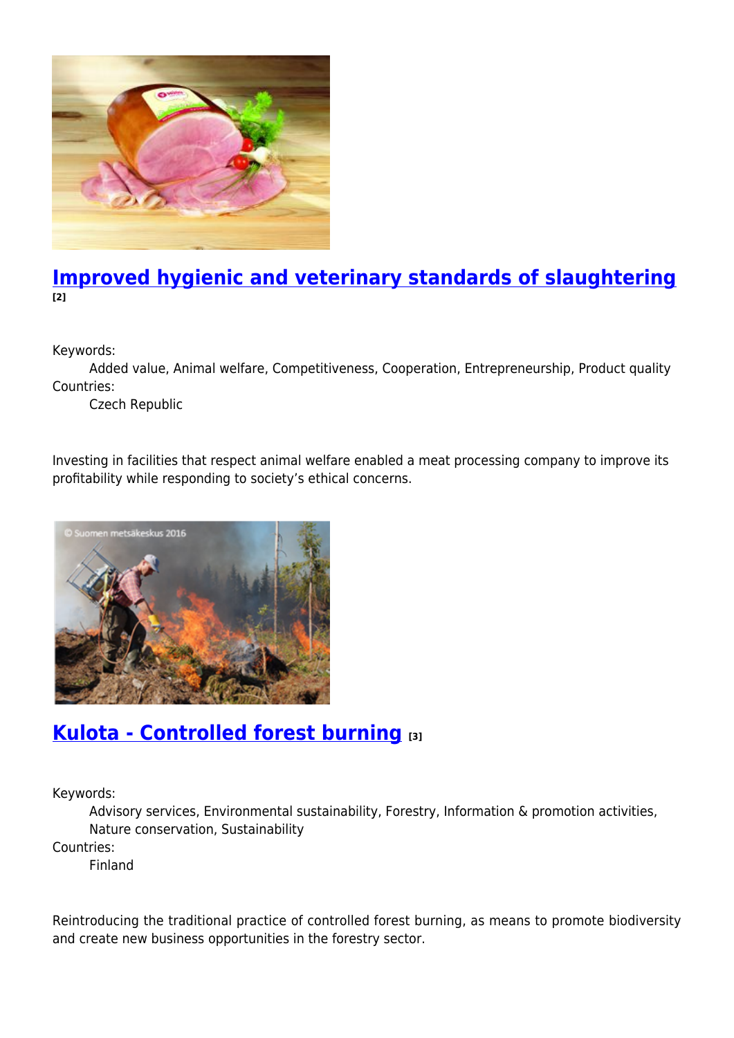## [Improved hygienic and veterinary standards of slaughtering](#) [2]

Keywords:
: Added value, Animal welfare, Competitiveness, Cooperation, Entrepreneurship, Product quality

Countries:
: Czech Republic

Investing in facilities that respect animal welfare enabled a meat processing company to improve its profitability while responding to society's ethical concerns.

## [Kulota - Controlled forest burning](#) [3]

Keywords:
: Advisory services, Environmental sustainability, Forestry, Information & promotion activities, Nature conservation, Sustainability

Countries:
: Finland

Reintroducing the traditional practice of controlled forest burning, as means to promote biodiversity and create new business opportunities in the forestry sector.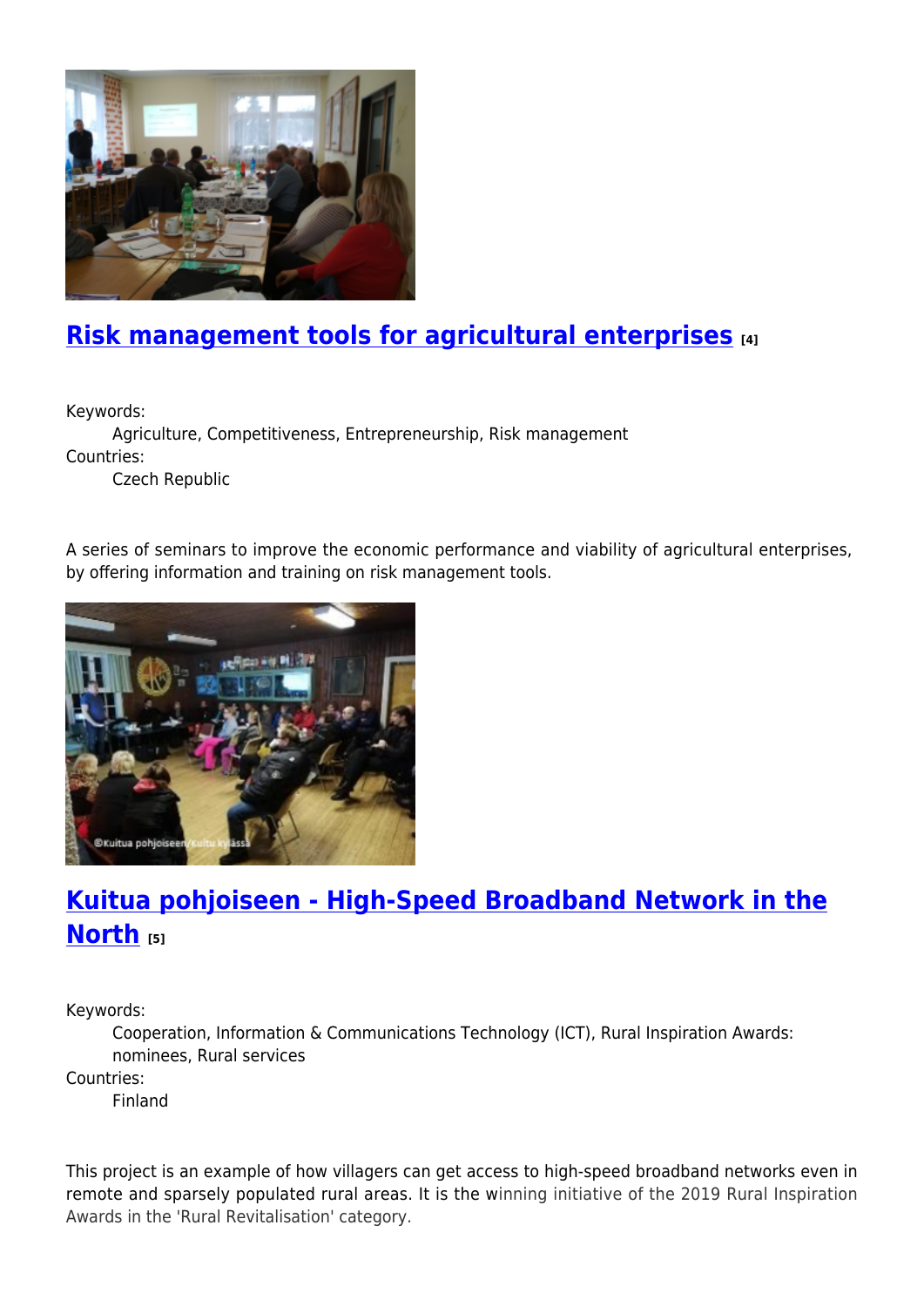## Risk management tools for agricultural enterprises [4]

Keywords:
Agriculture, Competitiveness, Entrepreneurship, Risk management

Countries:
Czech Republic

A series of seminars to improve the economic performance and viability of agricultural enterprises, by offering information and training on risk management tools.

## Kuitua pohjoiseen - High-Speed Broadband Network in the North [5]

Keywords:
Cooperation, Information & Communications Technology (ICT), Rural Inspiration Awards: nominees, Rural services

Countries:
Finland

This project is an example of how villagers can get access to high-speed broadband networks even in remote and sparsely populated rural areas. It is the winning initiative of the 2019 Rural Inspiration Awards in the 'Rural Revitalisation' category.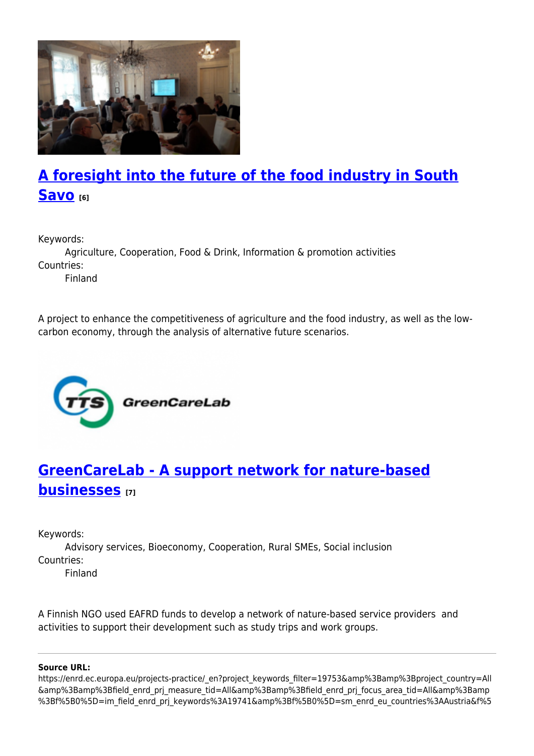## A foresight into the future of the food industry in South Savo [6]

Keywords:
: Agriculture, Cooperation, Food & Drink, Information & promotion activities

Countries:
: Finland

A project to enhance the competitiveness of agriculture and the food industry, as well as the low-carbon economy, through the analysis of alternative future scenarios.

## GreenCareLab - A support network for nature-based businesses [7]

Keywords:
: Advisory services, Bioeconomy, Cooperation, Rural SMEs, Social inclusion

Countries:
: Finland

A Finnish NGO used EAFRD funds to develop a network of nature-based service providers and activities to support their development such as study trips and work groups.

---

**Source URL:**
https://enrd.ec.europa.eu/projects-practice/_en?project_keywords_filter=19753&amp%3Bamp%3Bproject_country=All&amp%3Bamp%3Bfield_enrd_prj_measure_tid=All&amp%3Bamp%3Bfield_enrd_prj_focus_area_tid=All&amp%3Bamp%3Bf%5B0%5D=im_field_enrd_prj_keywords%3A19741&amp%3Bf%5B0%5D=sm_enrd_eu_countries%3AAustria&f%5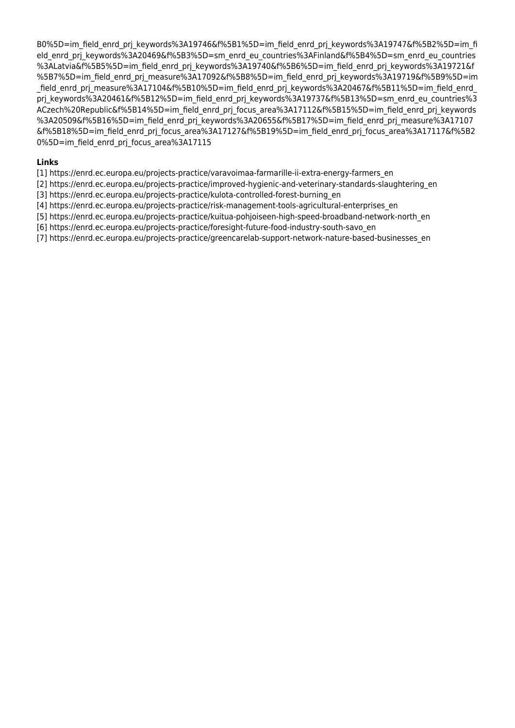B0%5D=im_field_enrd_prj_keywords%3A19746&f%5B1%5D=im_field_enrd_prj_keywords%3A19747&f%5B2%5D=im_field_enrd_prj_keywords%3A20469&f%5B3%5D=sm_enrd_eu_countries%3AFinland&f%5B4%5D=sm_enrd_eu_countries%3ALatvia&f%5B5%5D=im_field_enrd_prj_keywords%3A19740&f%5B6%5D=im_field_enrd_prj_keywords%3A19721&f%5B7%5D=im_field_enrd_prj_measure%3A17092&f%5B8%5D=im_field_enrd_prj_keywords%3A19719&f%5B9%5D=im_field_enrd_prj_measure%3A17104&f%5B10%5D=im_field_enrd_prj_keywords%3A20467&f%5B11%5D=im_field_enrd_prj_keywords%3A20461&f%5B12%5D=im_field_enrd_prj_keywords%3A19737&f%5B13%5D=sm_enrd_eu_countries%3ACzech%20Republic&f%5B14%5D=im_field_enrd_prj_focus_area%3A17112&f%5B15%5D=im_field_enrd_prj_keywords%3A20509&f%5B16%5D=im_field_enrd_prj_keywords%3A20655&f%5B17%5D=im_field_enrd_prj_measure%3A17107&f%5B18%5D=im_field_enrd_prj_focus_area%3A17127&f%5B19%5D=im_field_enrd_prj_focus_area%3A17117&f%5B20%5D=im_field_enrd_prj_focus_area%3A17115

**Links**

[1] https://enrd.ec.europa.eu/projects-practice/varavoimaa-farmarille-ii-extra-energy-farmers_en
[2] https://enrd.ec.europa.eu/projects-practice/improved-hygienic-and-veterinary-standards-slaughtering_en
[3] https://enrd.ec.europa.eu/projects-practice/kulota-controlled-forest-burning_en
[4] https://enrd.ec.europa.eu/projects-practice/risk-management-tools-agricultural-enterprises_en
[5] https://enrd.ec.europa.eu/projects-practice/kuitua-pohjoiseen-high-speed-broadband-network-north_en
[6] https://enrd.ec.europa.eu/projects-practice/foresight-future-food-industry-south-savo_en
[7] https://enrd.ec.europa.eu/projects-practice/greencarelab-support-network-nature-based-businesses_en